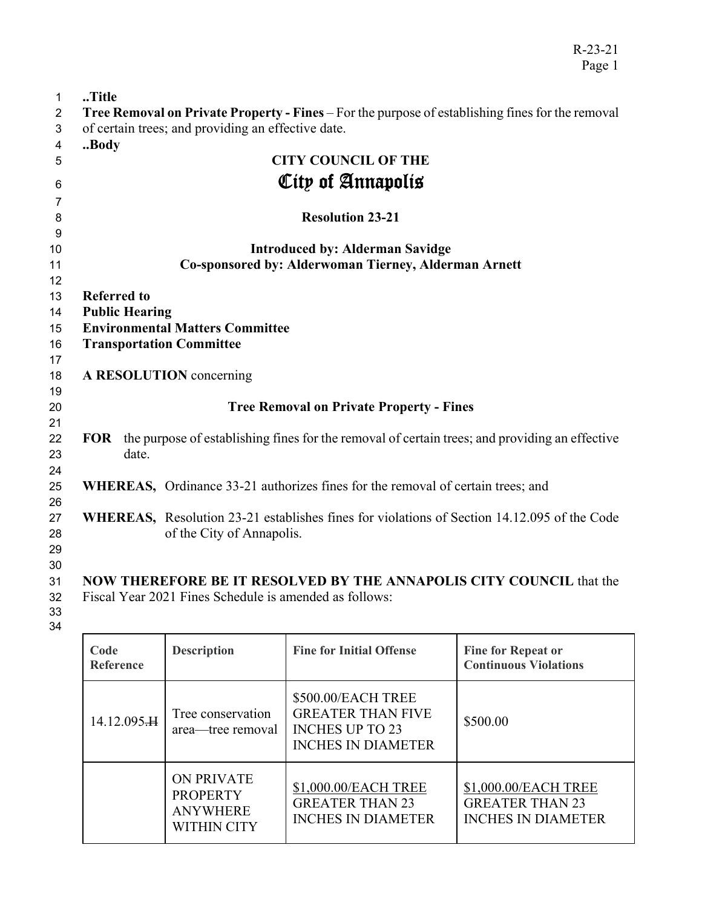..Title

**Tree Removal on Private Property - Fines** – For the purpose of establishing fines for the removal of certain trees; and providing an effective date.

..Body

**CITY COUNCIL OF THE**

# City of Annapolis

**Resolution 23-21**

**Introduced by: Alderman Savidge**
**Co-sponsored by: Alderwoman Tierney, Alderman Arnett**

**Referred to**
**Public Hearing**
**Environmental Matters Committee**
**Transportation Committee**

**A RESOLUTION** concerning

**Tree Removal on Private Property - Fines**

**FOR** the purpose of establishing fines for the removal of certain trees; and providing an effective date.

**WHEREAS,** Ordinance 33-21 authorizes fines for the removal of certain trees; and

**WHEREAS,** Resolution 23-21 establishes fines for violations of Section 14.12.095 of the Code of the City of Annapolis.

**NOW THEREFORE BE IT RESOLVED BY THE ANNAPOLIS CITY COUNCIL** that the Fiscal Year 2021 Fines Schedule is amended as follows:

| Code Reference | Description | Fine for Initial Offense | Fine for Repeat or Continuous Violations |
|---|---|---|---|
| 14.12.095~~.H~~ | Tree conservation area—tree removal | $500.00/EACH TREE GREATER THAN FIVE INCHES UP TO 23 INCHES IN DIAMETER | $500.00 |
| | ON PRIVATE PROPERTY ANYWHERE WITHIN CITY | <u>$1,000.00/EACH TREE GREATER THAN 23 INCHES IN DIAMETER</u> | <u>$1,000.00/EACH TREE GREATER THAN 23 INCHES IN DIAMETER</u> |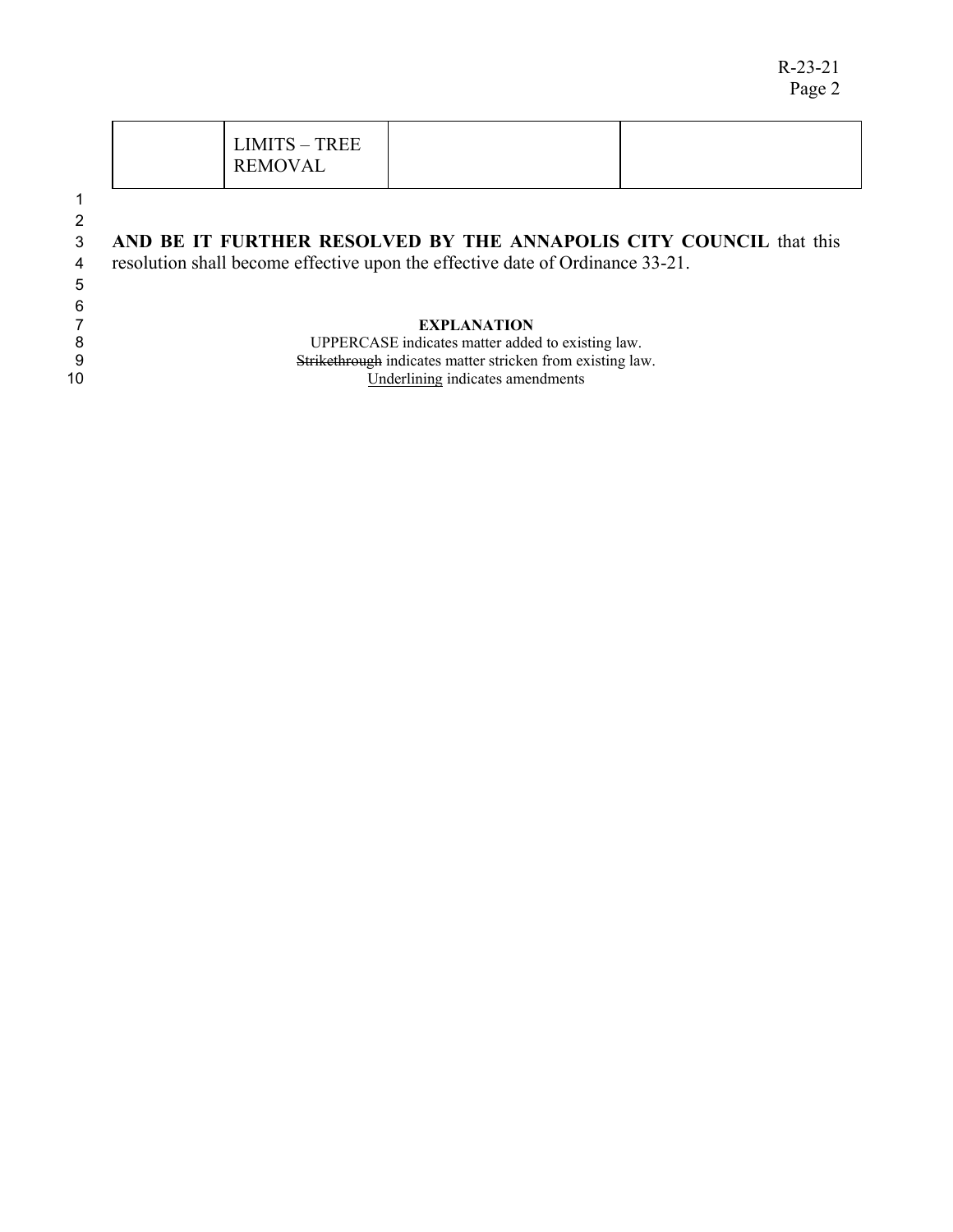| | | | |
|---|---|---|---|
| | LIMITS – TREE REMOVAL | | |

**AND BE IT FURTHER RESOLVED BY THE ANNAPOLIS CITY COUNCIL** that this resolution shall become effective upon the effective date of Ordinance 33-21.

**EXPLANATION**
UPPERCASE indicates matter added to existing law.
~~Strikethrough~~ indicates matter stricken from existing law.
<u>Underlining</u> indicates amendments